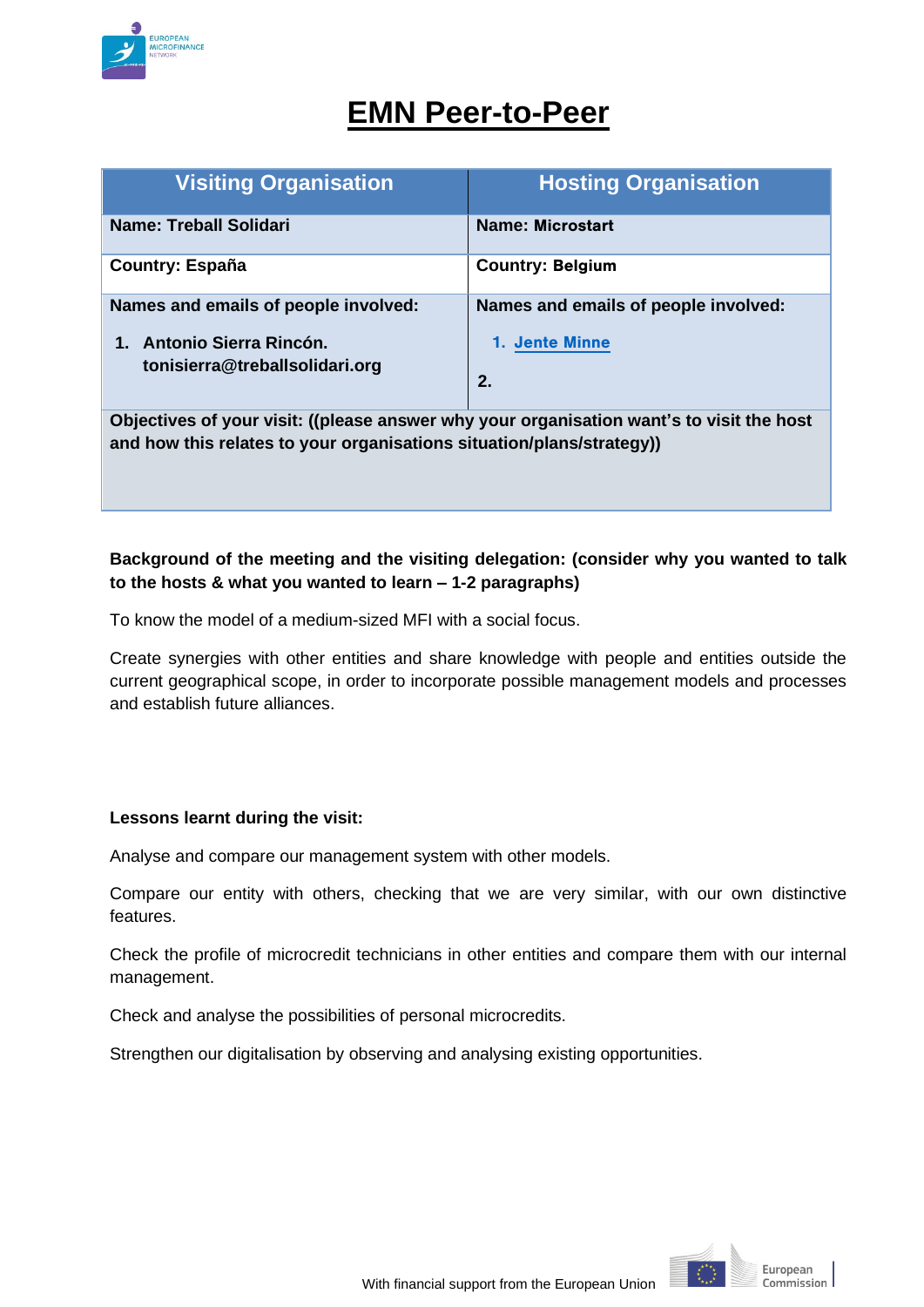# EMN Peer-to-Peer

| Visiting Organisation | Hosting Organisation |
|---|---|
| **Name: Treball Solidari** | **Name: Microstart** |
| **Country: España** | **Country: Belgium** |
| **Names and emails of people involved:**<br>1. **Antonio Sierra Rincón. tonisierra@treballsolidari.org** | **Names and emails of people involved:**<br>1. **Jente Minne**<br>2. |
| **Objectives of your visit: ((please answer why your organisation want's to visit the host and how this relates to your organisations situation/plans/strategy))** | |

**Background of the meeting and the visiting delegation: (consider why you wanted to talk to the hosts & what you wanted to learn – 1-2 paragraphs)**

To know the model of a medium-sized MFI with a social focus.

Create synergies with other entities and share knowledge with people and entities outside the current geographical scope, in order to incorporate possible management models and processes and establish future alliances.

**Lessons learnt during the visit:**

Analyse and compare our management system with other models.

Compare our entity with others, checking that we are very similar, with our own distinctive features.

Check the profile of microcredit technicians in other entities and compare them with our internal management.

Check and analyse the possibilities of personal microcredits.

Strengthen our digitalisation by observing and analysing existing opportunities.

With financial support from the European Union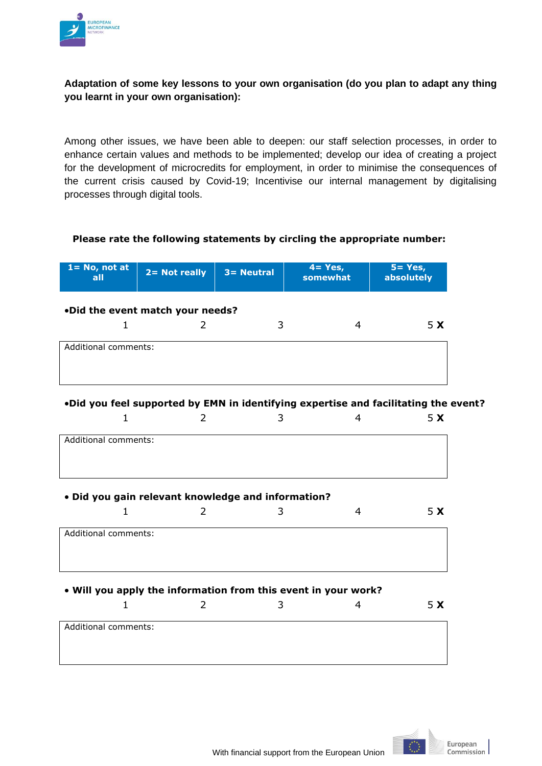**Adaptation of some key lessons to your own organisation (do you plan to adapt any thing you learnt in your own organisation):**

Among other issues, we have been able to deepen: our staff selection processes, in order to enhance certain values and methods to be implemented; develop our idea of creating a project for the development of microcredits for employment, in order to minimise the consequences of the current crisis caused by Covid-19; Incentivise our internal management by digitalising processes through digital tools.

**Please rate the following statements by circling the appropriate number:**

| 1= No, not at all | 2= Not really | 3= Neutral | 4= Yes, somewhat | 5= Yes, absolutely |
|---|---|---|---|---|

**•Did the event match your needs?**

| 1 | 2 | 3 | 4 | 5 **X** |
|---|---|---|---|---|

Additional comments:

**•Did you feel supported by EMN in identifying expertise and facilitating the event?**

| 1 | 2 | 3 | 4 | 5 **X** |
|---|---|---|---|---|

Additional comments:

**• Did you gain relevant knowledge and information?**

| 1 | 2 | 3 | 4 | 5 **X** |
|---|---|---|---|---|

Additional comments:

**• Will you apply the information from this event in your work?**

| 1 | 2 | 3 | 4 | 5 **X** |
|---|---|---|---|---|

Additional comments:

With financial support from the European Union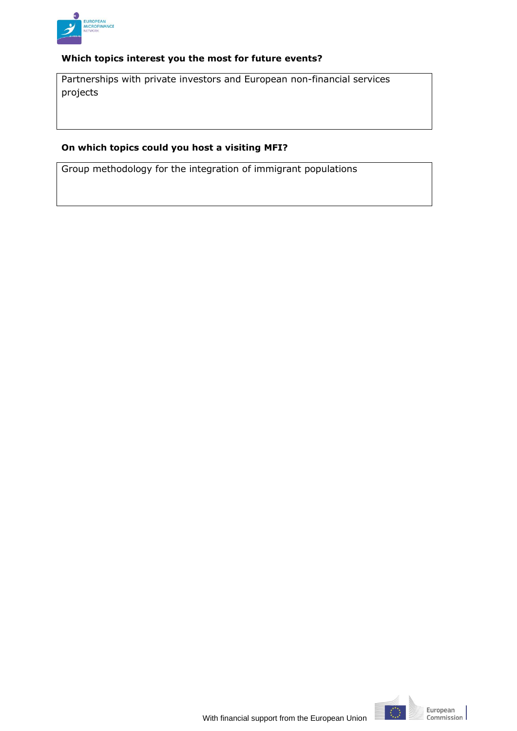**Which topics interest you the most for future events?**

| |
|---|
| Partnerships with private investors and European non-financial services projects |

**On which topics could you host a visiting MFI?**

| |
|---|
| Group methodology for the integration of immigrant populations |

With financial support from the European Union